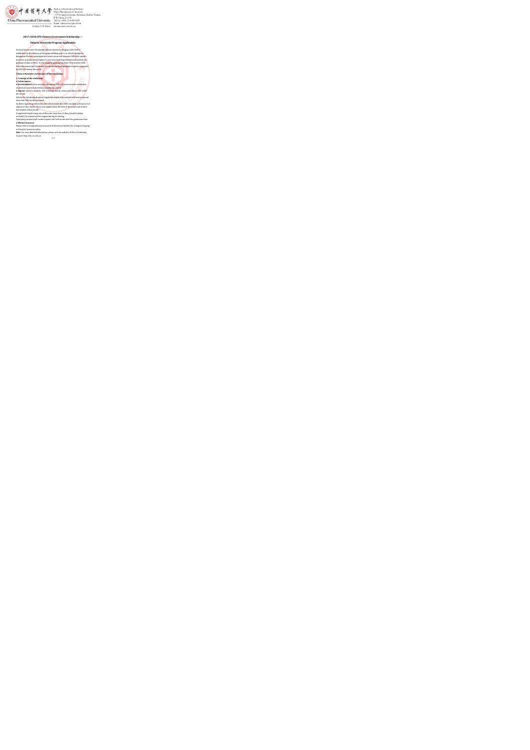中国药科大学

China Pharmaceutical University

Nanjing, P. R. China

Section of International Students
China Pharmaceutical University
639 Longmian Avenue, Jiangning District, Nanjing
P.R. China 211198
Tel/Fax: 0086-25-8618-5425
**Email:** admission@cpu.edu.cn
international.cpu.edu.cn

## 2017/2018 CPU Chinese Government Scholarship —

## Chinese University Program Application

Chinese Government Scholarship-Chinese University Program (CGS-CUP) is established by the Ministry of Education of China, and it is a full scholarship for designated Chinese universities and certain provincial education offices in specific provinces or autonomous regions to recruit outstanding international students for graduate studies in China. It only supports graduate students. Entrusted by MOE, China Pharmaceutical University recruits international graduate students supported by CGS-CUP across the world.

### Ⅰ Basic Information and Duration of the Scholarships

**1. Coverage of the scholarship**

● **Tuition waiver**

● **Accommodation:** free university dormitory. CPU will accommodate scholarship students in university dormitory (usually twin room)

● **Stipend:** master's students: CNY 3,000 per month; doctoral students: CNY 3,500 per month.

Within the scholarship duration, registered scholarship students will receive stipend from their CPU month by month.

Students registering before the 15th of the month (the 15th included) will receive full stipend of that month. Those who register after the 15th of the month will receive half stipend of that month.

If registered student stays out of China for more than 15 days (school holidays excluded), his stipend will be stopped during his leaving.

Graduating students will receive stipend until half month after the graduation date

● **Medical insurance**

Please refer to Comprehensive Insurance & Protection Scheme for Foreigners Staying in China for insurance policy.

**Note:** For more detailed information, please visit the website of China Scholarship Council: http://en.csc.edu.cn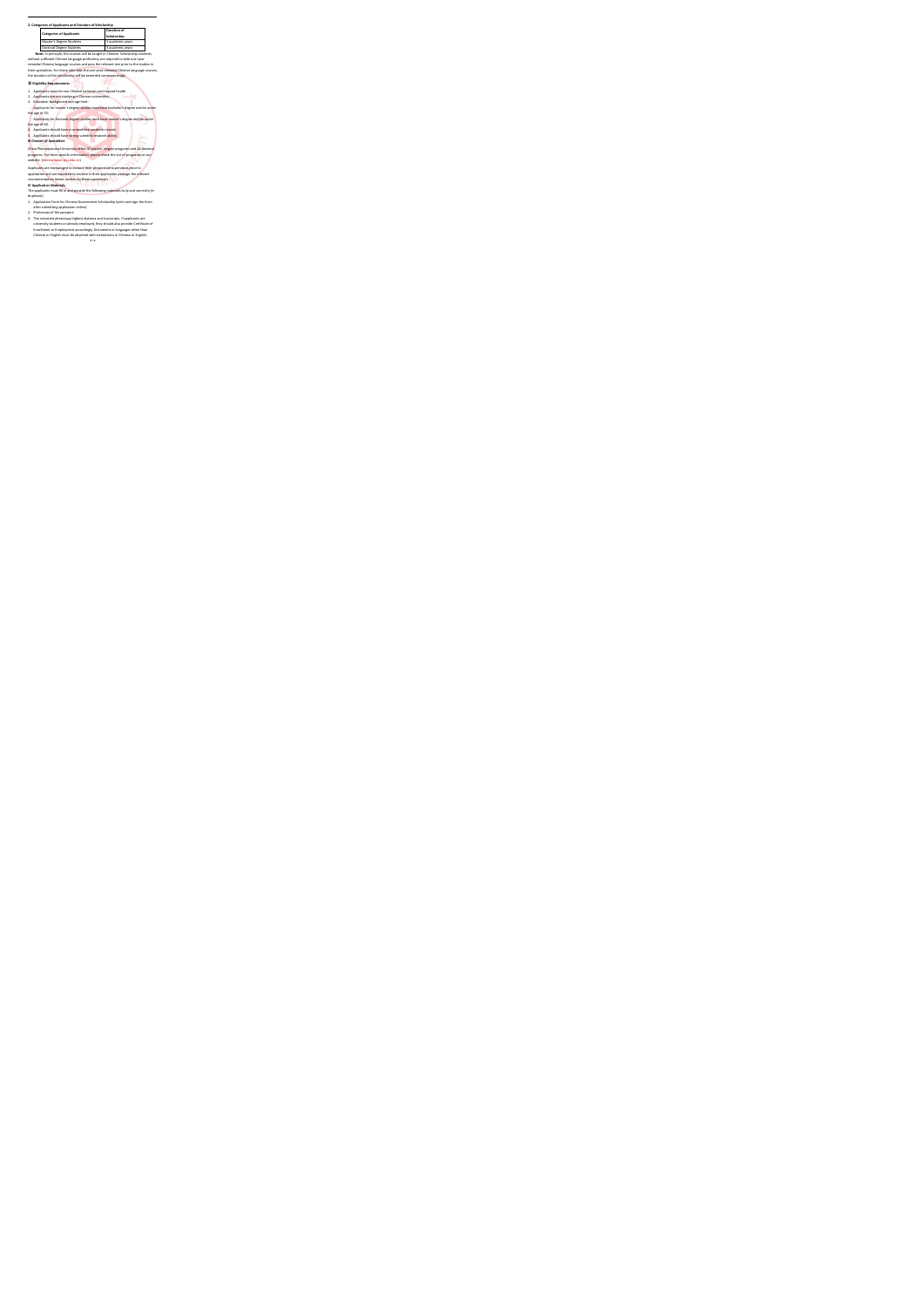2. Categories of Applicants and Duration of Scholarship

| Categories of Applicants | Duration of Scholarship |
| --- | --- |
| Master's Degree Students | 3 academic years |
| Doctoral Degree Students | 4 academic years |

**Note:** In principle, the courses will be taught in Chinese. Scholarship students without sufficient Chinese language proficiency are required to take one-year remedial Chinese language courses and pass the relevant test prior to the studies in their specialties. For those who take the one-year remedial Chinese language courses, the duration of the scholarship will be extended correspondingly.

**II Eligibility Requirements**

1. Applicants must be non-Chinese nationals and in good health.
2. Applicants are not studying in Chinese universities.
3. Education background and age limit:

Applicants for master's degree studies must have bachelor's degree and be under the age of 35;

Applicants for Doctoral degree studies must have master's degree and be under the age of 40.

4. Applicants should have a remarkable academic record.
5. Applicants should have strong scientific research ability.

**III Choices of Specialities**

China Pharmaceutical University offers 37 masters' degree programs and 24 doctoral programs. For more specific information, please check the list of programs on our website. (international.cpu.edu.cn)

Applicants are encouraged to contact their prospective supervisors prior to application and are expected to enclose in their application package the relevant recommendation letters written by these supervisors.

**IV Application Materials**

The applicants must fill in and provide the following materials truly and correctly (in duplicate):

1. Application Form for Chinese Government Scholarship (print and sign the form after submitting application online)
2. Photocopy of the passport.
3. The notarized photocopy highest diploma and transcripts. If applicants are university students or already employed, they should also provide Certificate of Enrollment or Employment accordingly. Documents in languages other than Chinese or English must be attached with translations in Chinese or English;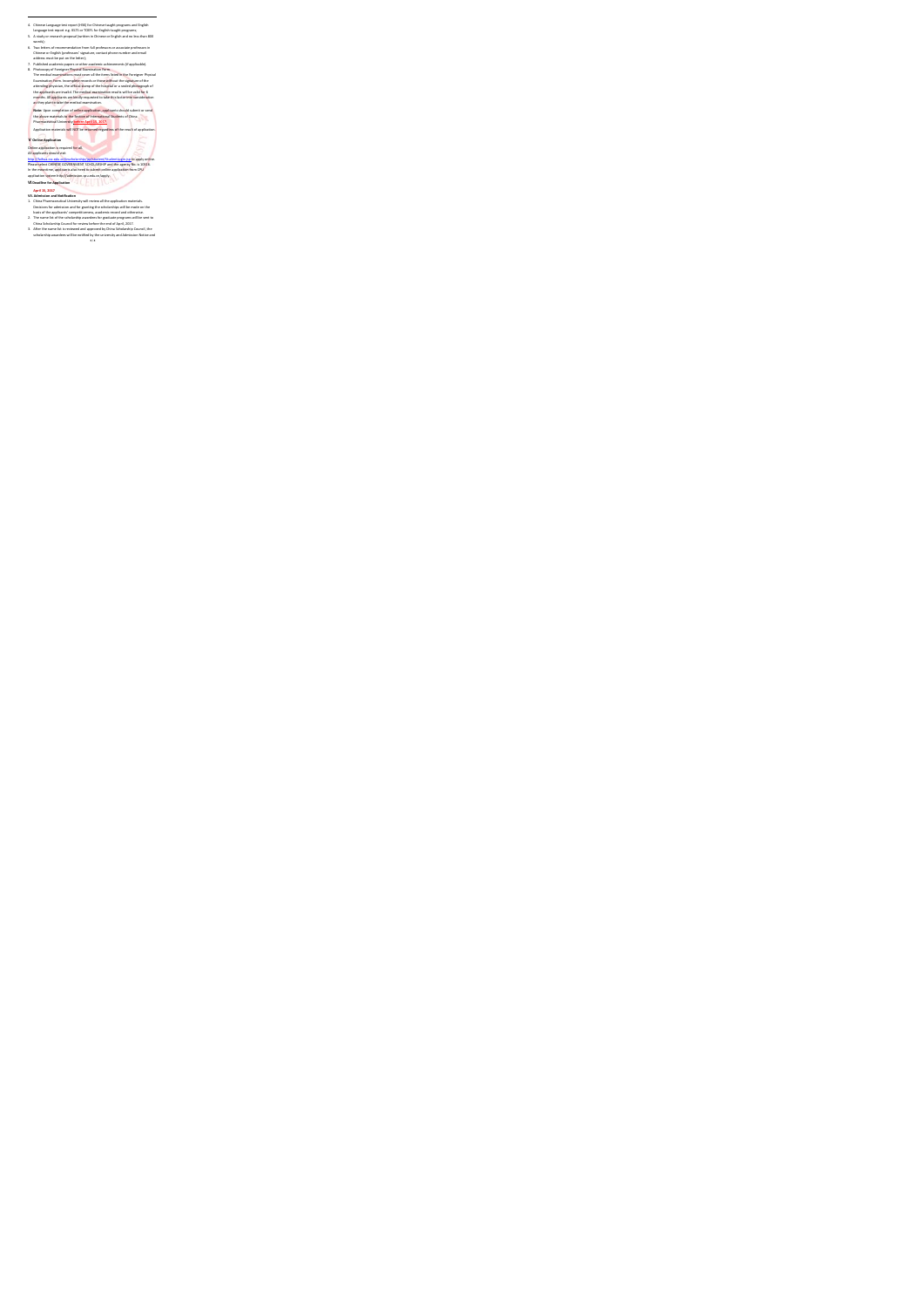4. Chinese Language test report (HSK) for Chinese-taught programs and English language test report e.g. IELTS or TOEFL for English-taught programs;
5. A study or research proposal (written in Chinese or English and no less than 800 words);
6. Two letters of recommendation from full professors or associate professors in Chinese or English (professors' signature, contact phone number and email address must be put on the letter);
7. Published academic papers or other academic achievements (if applicable)
8. Photocopy of Foreigner Physical Examination Form.
   The medical examinations must cover all the items listed in the Foreigner Physical Examination Form. Incomplete records or those without the signature of the attending physician, the official stamp of the hospital or a sealed photograph of the applicants are invalid. The medical examination results will be valid for 6 months. All applicants are kindly requested to take this factor into consideration as they plan to take the medical examination.

**Note**: Upon completion of online application, applicants should submit or send the above materials to the School of International Students of China Pharmaceutical University **before April 15, 2017**.

Application materials will NOT be returned regardless of the result of application.

**V Online Application**

Online application is required for all.

All applicants should visit

http://laihua.csc.edu.cn/laihua/scholarshipApplication/StudentLogin.do to apply online. Please select CHINESE GOVERNMENT SCHOLARSHIP and the agency No. is 10316. In the meantime, applicants also need to submit online application from CPU application system http://admission.cpu.edu.cn/apply.

**VI Deadline for Application**

**April 15, 2017**

**VII. Admission and Notification**

1. China Pharmaceutical University will review all the application materials. Decisions for admission and for granting the scholarships will be made on the basis of the applicants' competitiveness, academic record and otherwise.
2. The name list of the scholarship awardees for graduate programs will be sent to China Scholarship Council for review before the end of April, 2017.
3. After the name list is reviewed and approved by China Scholarship Council, the scholarship awardees will be notified by the university and Admission Notice and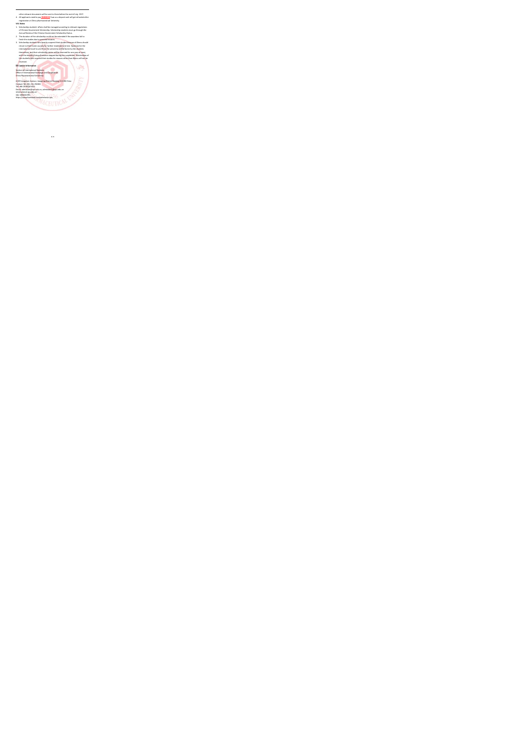other relevant documents will be sent to them before the end of July, 2017.

4. All applicants need to pay 3000RMB Yuan as a deposit and will get refunded after registration at China pharmaceutical University.

**VIII. Notes**

1. Scholarship students' affairs shall be managed according to relevant regulations of Chinese Government Scholarship. Scholarship students must go through the Annual Review of the Chinese Government Scholarship Status.
2. The duration of the scholarship could not be extended if the awardees fail to finish the studies due to personal reasons.
3. Scholarship students who have to suspend their studies because of illness should return to their home country for further treatment and rest. Expenses for the international travel to and from the university will be borne by the students themselves, and their scholarship status will be reserved for one year at most, with the monthly living allowance stopped during the suspension. Scholarships of the students who suspend their studies for reasons other than illness will not be reserved.

**IX Contact Information**

Section of International Students
Office of International Exchange and Cooperation
China Pharmaceutical University

# 639 Longmian Avenue, Jiangning District Nanjing 211198 China
Contact: Mr. GUI, Ms. ZHANG
Tel: +86-25-8618-5321
Email: admission@cpu.edu.cn, admission1@cpu.edu.cn
international.cpu.edu.cn
QQ: 1802041991
https://www.facebook.com/admissions.cpu